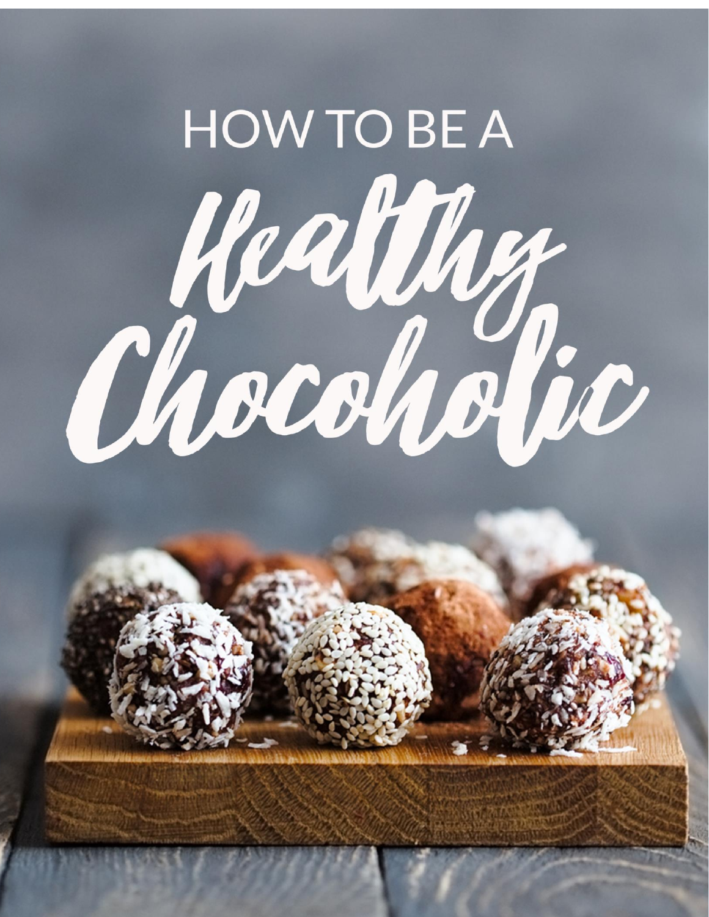# HOW TO BE A Healthy Chocoholic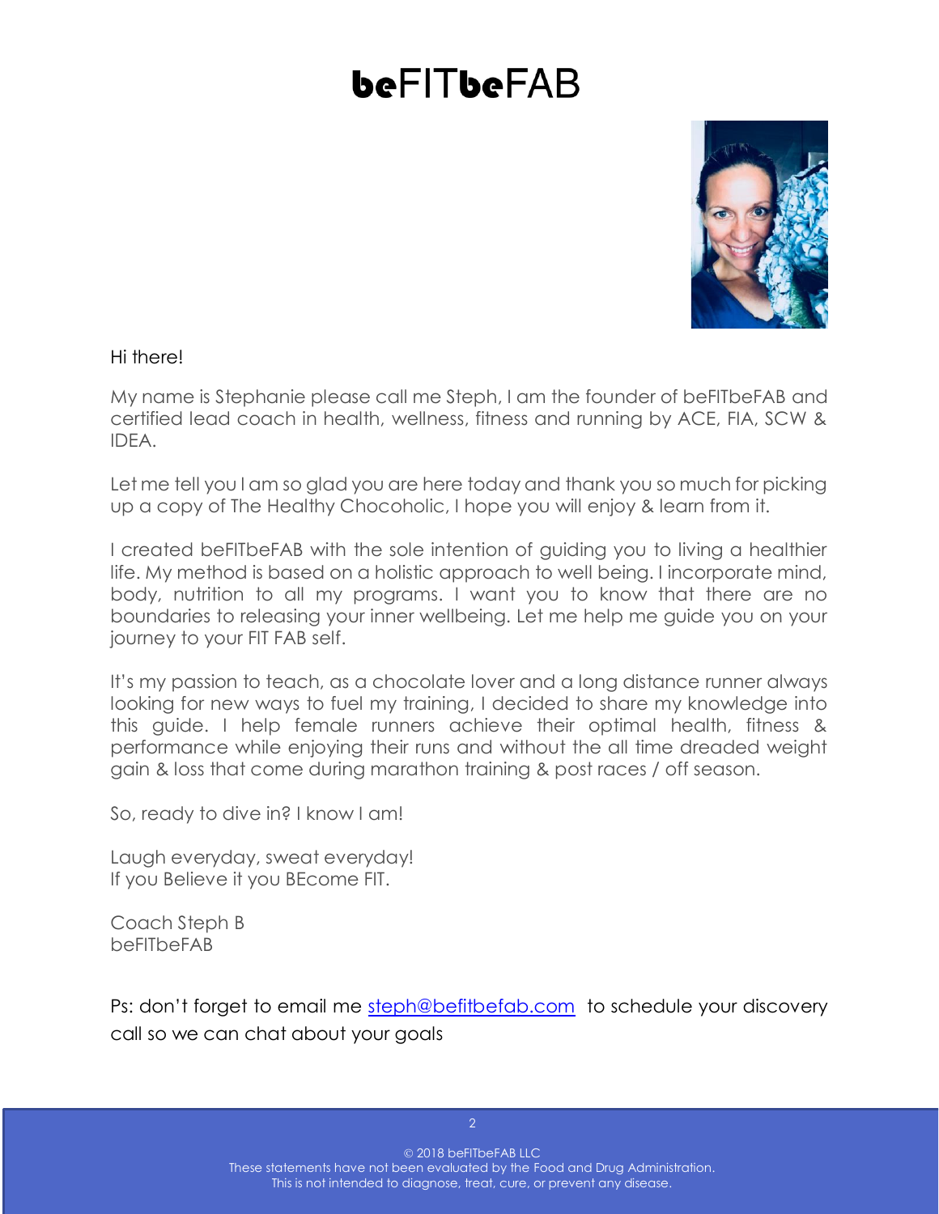# beFITbeFAB

Hi there!

My name is Stephanie please call me Steph, I am the founder of beFITbeFAB and certified lead coach in health, wellness, fitness and running by ACE, FIA, SCW & IDEA.

Let me tell you I am so glad you are here today and thank you so much for picking up a copy of The Healthy Chocoholic, I hope you will enjoy & learn from it.

I created beFITbeFAB with the sole intention of guiding you to living a healthier life. My method is based on a holistic approach to well being. I incorporate mind, body, nutrition to all my programs. I want you to know that there are no boundaries to releasing your inner wellbeing. Let me help me guide you on your journey to your FIT FAB self.

It's my passion to teach, as a chocolate lover and a long distance runner always looking for new ways to fuel my training, I decided to share my knowledge into this guide. I help female runners achieve their optimal health, fitness & performance while enjoying their runs and without the all time dreaded weight gain & loss that come during marathon training & post races / off season.

So, ready to dive in? I know I am!

Laugh everyday, sweat everyday!
If you Believe it you BEcome FIT.

Coach Steph B
beFITbeFAB

Ps: don't forget to email me steph@befitbefab.com to schedule your discovery call so we can chat about your goals

© 2018 beFITbeFAB LLC
These statements have not been evaluated by the Food and Drug Administration.
This is not intended to diagnose, treat, cure, or prevent any disease.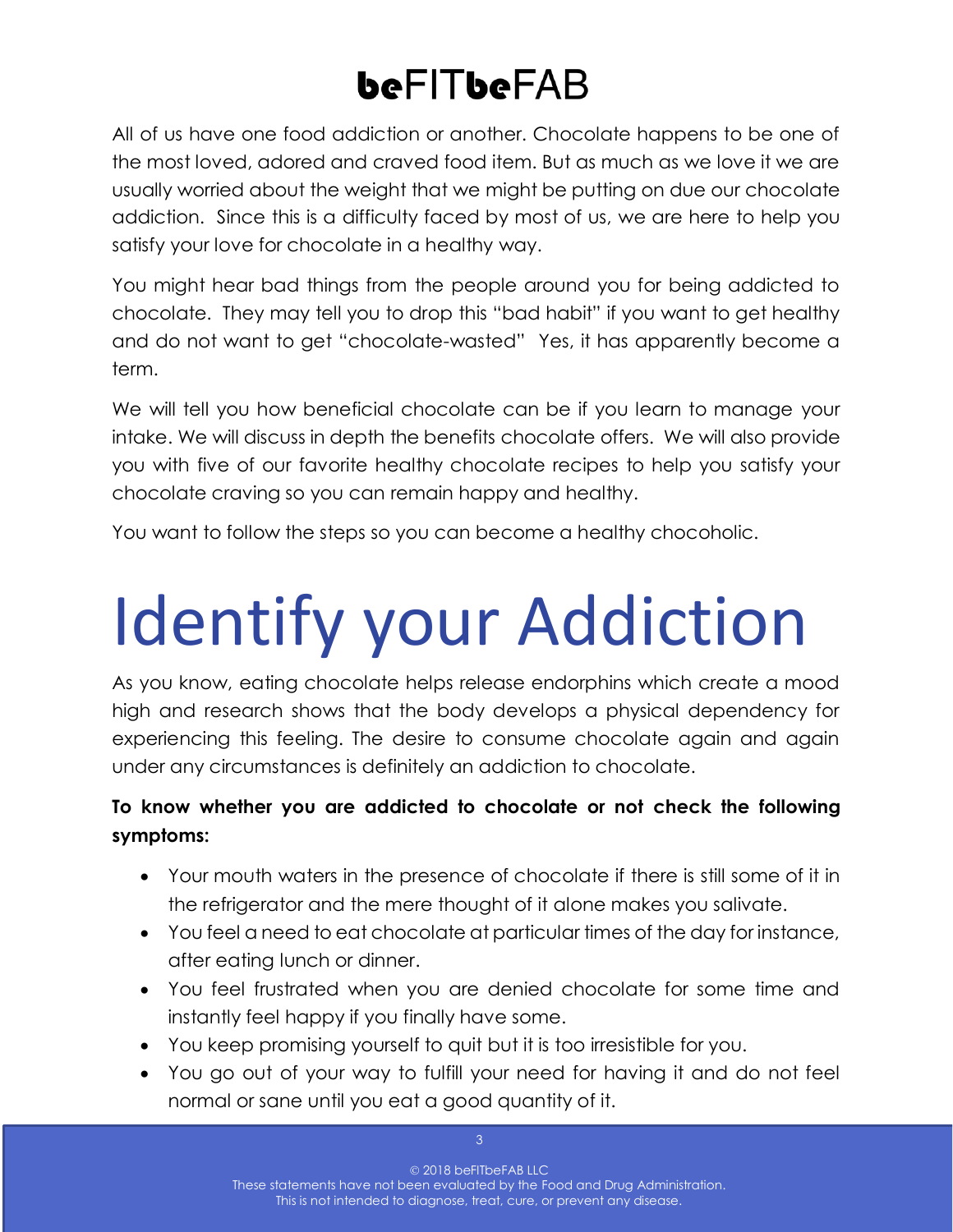All of us have one food addiction or another. Chocolate happens to be one of the most loved, adored and craved food item. But as much as we love it we are usually worried about the weight that we might be putting on due our chocolate addiction. Since this is a difficulty faced by most of us, we are here to help you satisfy your love for chocolate in a healthy way.

You might hear bad things from the people around you for being addicted to chocolate. They may tell you to drop this "bad habit" if you want to get healthy and do not want to get "chocolate-wasted" Yes, it has apparently become a term.

We will tell you how beneficial chocolate can be if you learn to manage your intake. We will discuss in depth the benefits chocolate offers. We will also provide you with five of our favorite healthy chocolate recipes to help you satisfy your chocolate craving so you can remain happy and healthy.

You want to follow the steps so you can become a healthy chocoholic.

# Identify your Addiction

As you know, eating chocolate helps release endorphins which create a mood high and research shows that the body develops a physical dependency for experiencing this feeling. The desire to consume chocolate again and again under any circumstances is definitely an addiction to chocolate.

**To know whether you are addicted to chocolate or not check the following symptoms:**

- Your mouth waters in the presence of chocolate if there is still some of it in the refrigerator and the mere thought of it alone makes you salivate.
- You feel a need to eat chocolate at particular times of the day for instance, after eating lunch or dinner.
- You feel frustrated when you are denied chocolate for some time and instantly feel happy if you finally have some.
- You keep promising yourself to quit but it is too irresistible for you.
- You go out of your way to fulfill your need for having it and do not feel normal or sane until you eat a good quantity of it.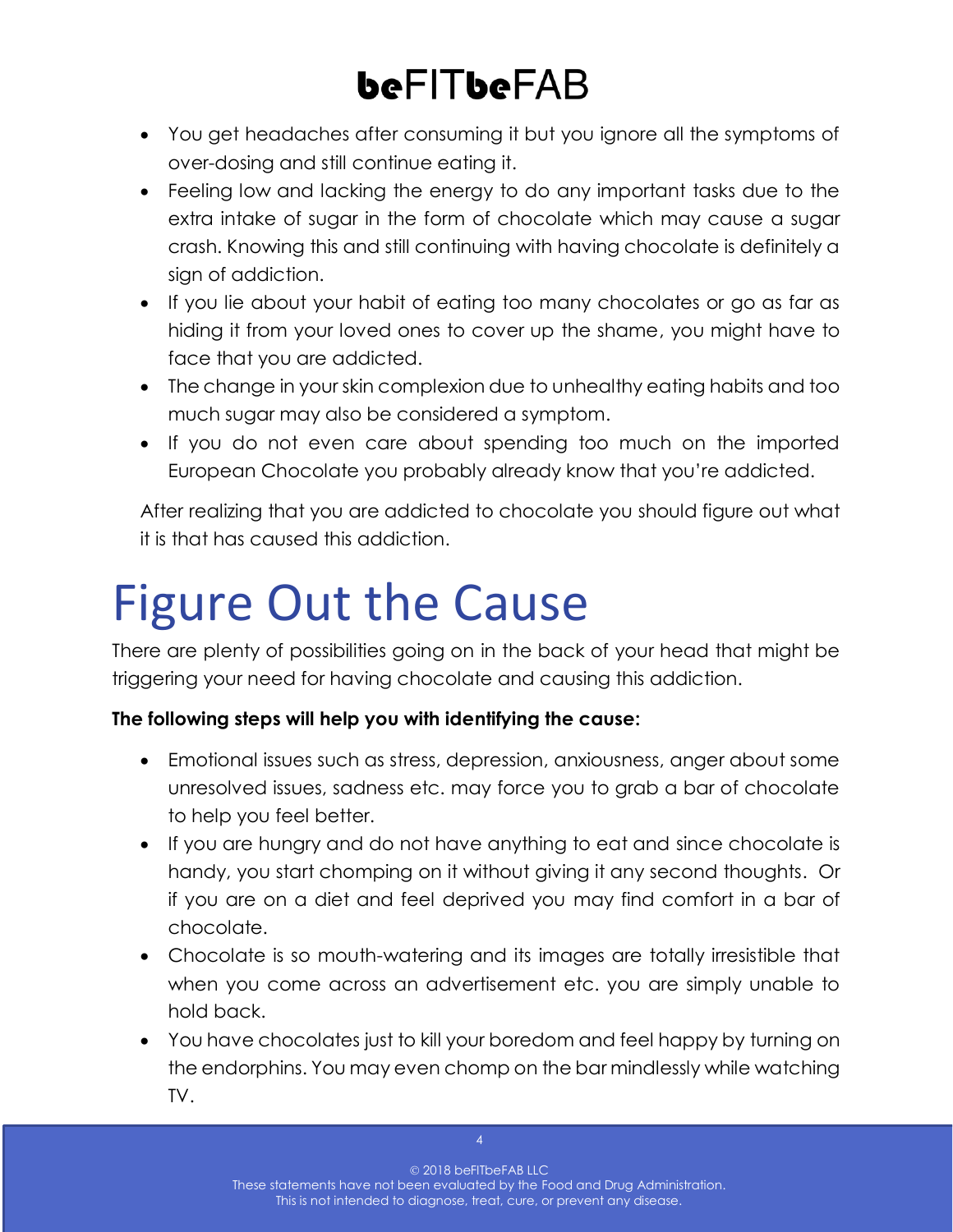- You get headaches after consuming it but you ignore all the symptoms of over-dosing and still continue eating it.
- Feeling low and lacking the energy to do any important tasks due to the extra intake of sugar in the form of chocolate which may cause a sugar crash. Knowing this and still continuing with having chocolate is definitely a sign of addiction.
- If you lie about your habit of eating too many chocolates or go as far as hiding it from your loved ones to cover up the shame, you might have to face that you are addicted.
- The change in your skin complexion due to unhealthy eating habits and too much sugar may also be considered a symptom.
- If you do not even care about spending too much on the imported European Chocolate you probably already know that you're addicted.

After realizing that you are addicted to chocolate you should figure out what it is that has caused this addiction.

# Figure Out the Cause

There are plenty of possibilities going on in the back of your head that might be triggering your need for having chocolate and causing this addiction.

**The following steps will help you with identifying the cause:**

- Emotional issues such as stress, depression, anxiousness, anger about some unresolved issues, sadness etc. may force you to grab a bar of chocolate to help you feel better.
- If you are hungry and do not have anything to eat and since chocolate is handy, you start chomping on it without giving it any second thoughts. Or if you are on a diet and feel deprived you may find comfort in a bar of chocolate.
- Chocolate is so mouth-watering and its images are totally irresistible that when you come across an advertisement etc. you are simply unable to hold back.
- You have chocolates just to kill your boredom and feel happy by turning on the endorphins. You may even chomp on the bar mindlessly while watching TV.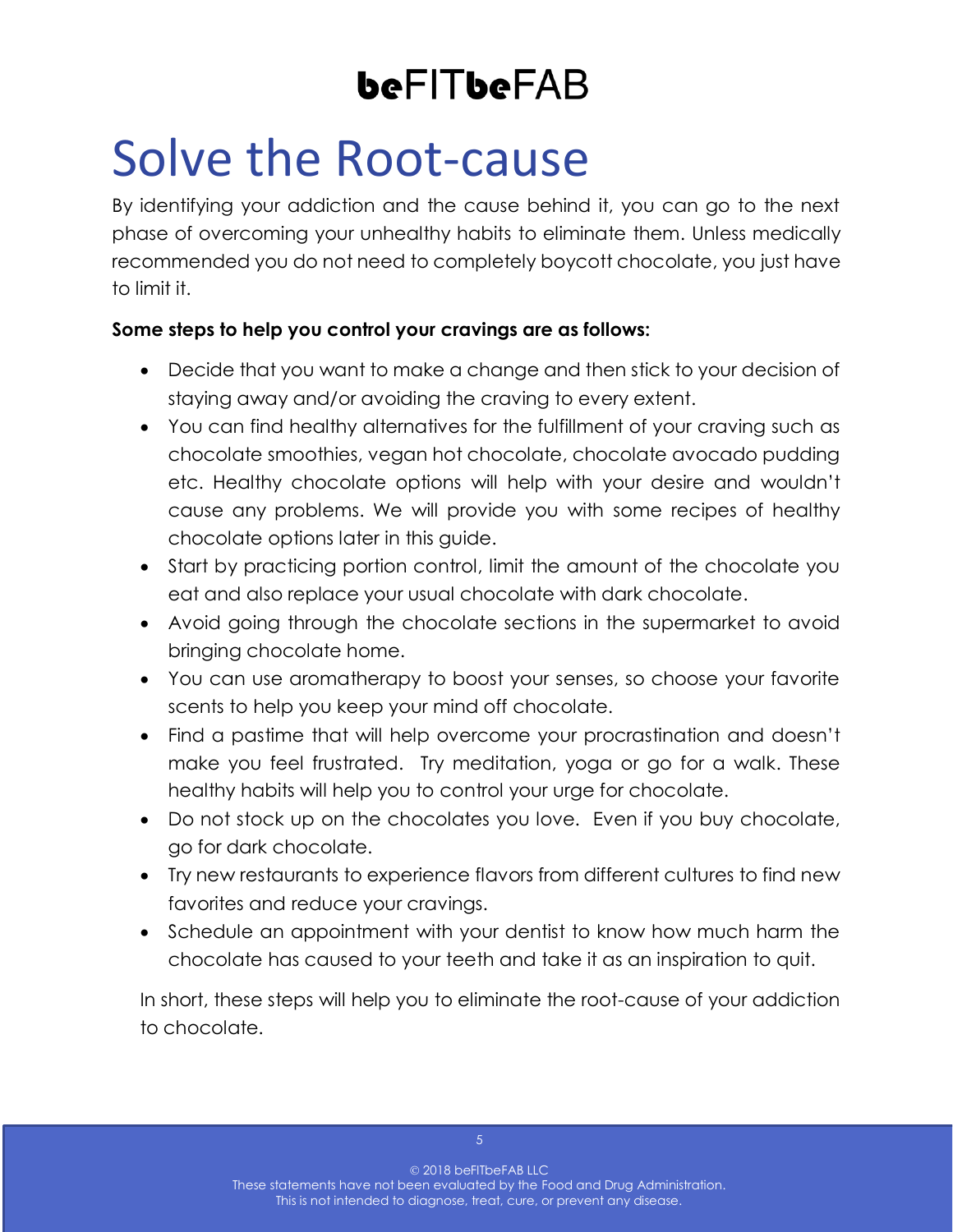# Solve the Root-cause

By identifying your addiction and the cause behind it, you can go to the next phase of overcoming your unhealthy habits to eliminate them. Unless medically recommended you do not need to completely boycott chocolate, you just have to limit it.

**Some steps to help you control your cravings are as follows:**

- Decide that you want to make a change and then stick to your decision of staying away and/or avoiding the craving to every extent.
- You can find healthy alternatives for the fulfillment of your craving such as chocolate smoothies, vegan hot chocolate, chocolate avocado pudding etc. Healthy chocolate options will help with your desire and wouldn't cause any problems. We will provide you with some recipes of healthy chocolate options later in this guide.
- Start by practicing portion control, limit the amount of the chocolate you eat and also replace your usual chocolate with dark chocolate.
- Avoid going through the chocolate sections in the supermarket to avoid bringing chocolate home.
- You can use aromatherapy to boost your senses, so choose your favorite scents to help you keep your mind off chocolate.
- Find a pastime that will help overcome your procrastination and doesn't make you feel frustrated. Try meditation, yoga or go for a walk. These healthy habits will help you to control your urge for chocolate.
- Do not stock up on the chocolates you love. Even if you buy chocolate, go for dark chocolate.
- Try new restaurants to experience flavors from different cultures to find new favorites and reduce your cravings.
- Schedule an appointment with your dentist to know how much harm the chocolate has caused to your teeth and take it as an inspiration to quit.

In short, these steps will help you to eliminate the root-cause of your addiction to chocolate.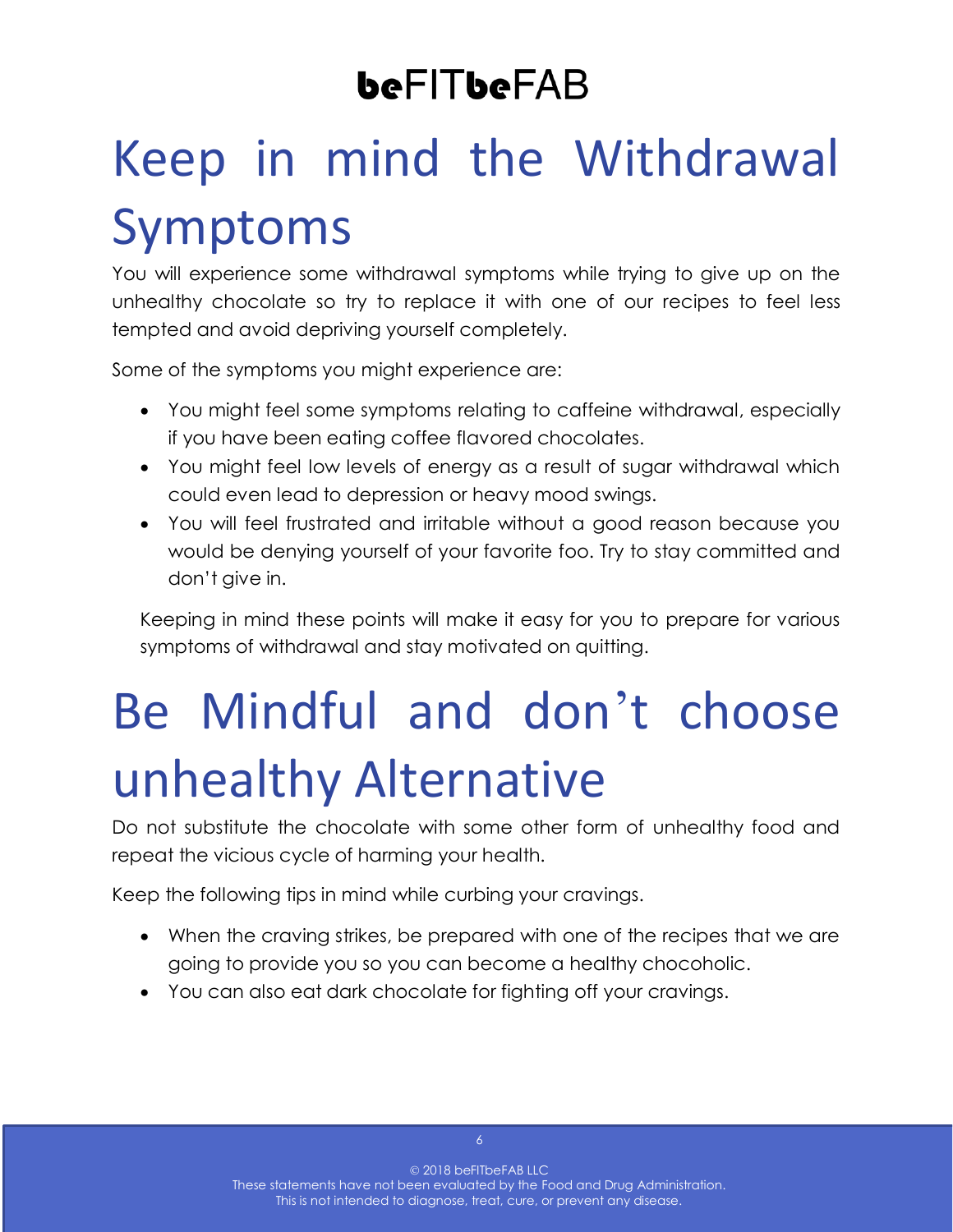# Keep in mind the Withdrawal Symptoms

You will experience some withdrawal symptoms while trying to give up on the unhealthy chocolate so try to replace it with one of our recipes to feel less tempted and avoid depriving yourself completely.

Some of the symptoms you might experience are:

- You might feel some symptoms relating to caffeine withdrawal, especially if you have been eating coffee flavored chocolates.
- You might feel low levels of energy as a result of sugar withdrawal which could even lead to depression or heavy mood swings.
- You will feel frustrated and irritable without a good reason because you would be denying yourself of your favorite foo. Try to stay committed and don't give in.

Keeping in mind these points will make it easy for you to prepare for various symptoms of withdrawal and stay motivated on quitting.

# Be Mindful and don't choose unhealthy Alternative

Do not substitute the chocolate with some other form of unhealthy food and repeat the vicious cycle of harming your health.

Keep the following tips in mind while curbing your cravings.

- When the craving strikes, be prepared with one of the recipes that we are going to provide you so you can become a healthy chocoholic.
- You can also eat dark chocolate for fighting off your cravings.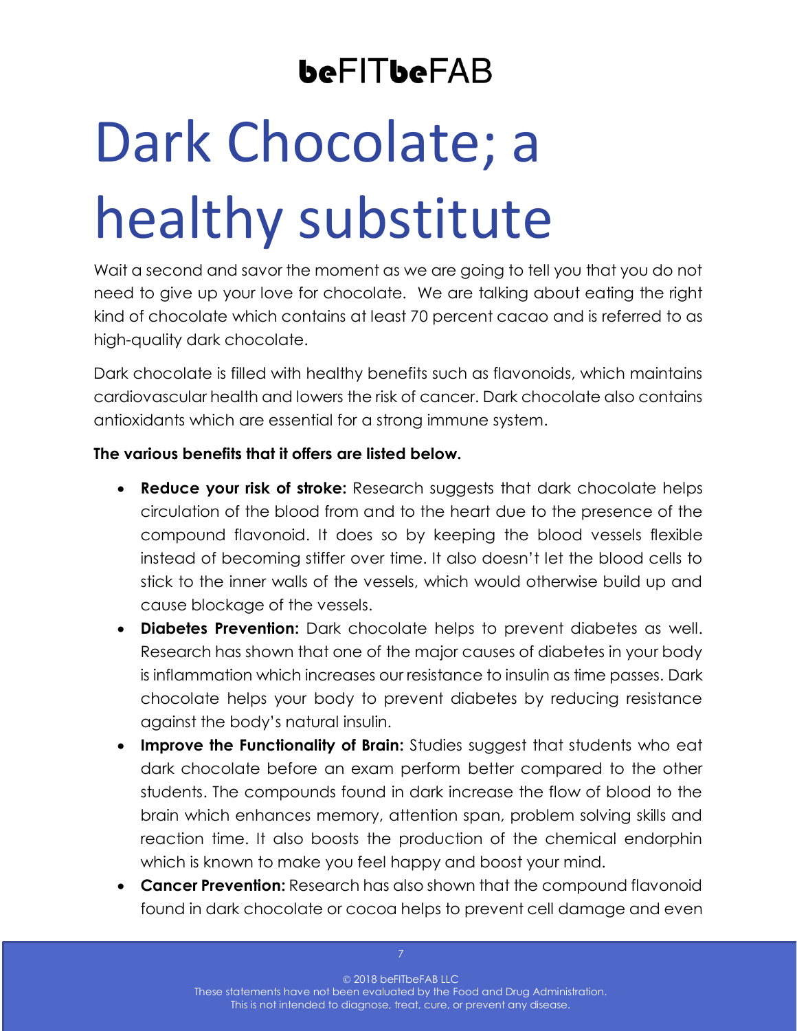# Dark Chocolate; a healthy substitute

Wait a second and savor the moment as we are going to tell you that you do not need to give up your love for chocolate. We are talking about eating the right kind of chocolate which contains at least 70 percent cacao and is referred to as high-quality dark chocolate.

Dark chocolate is filled with healthy benefits such as flavonoids, which maintains cardiovascular health and lowers the risk of cancer. Dark chocolate also contains antioxidants which are essential for a strong immune system.

**The various benefits that it offers are listed below.**

- **Reduce your risk of stroke:** Research suggests that dark chocolate helps circulation of the blood from and to the heart due to the presence of the compound flavonoid. It does so by keeping the blood vessels flexible instead of becoming stiffer over time. It also doesn't let the blood cells to stick to the inner walls of the vessels, which would otherwise build up and cause blockage of the vessels.
- **Diabetes Prevention:** Dark chocolate helps to prevent diabetes as well. Research has shown that one of the major causes of diabetes in your body is inflammation which increases our resistance to insulin as time passes. Dark chocolate helps your body to prevent diabetes by reducing resistance against the body's natural insulin.
- **Improve the Functionality of Brain:** Studies suggest that students who eat dark chocolate before an exam perform better compared to the other students. The compounds found in dark increase the flow of blood to the brain which enhances memory, attention span, problem solving skills and reaction time. It also boosts the production of the chemical endorphin which is known to make you feel happy and boost your mind.
- **Cancer Prevention:** Research has also shown that the compound flavonoid found in dark chocolate or cocoa helps to prevent cell damage and even

© 2018 beFITbeFAB LLC
These statements have not been evaluated by the Food and Drug Administration.
This is not intended to diagnose, treat, cure, or prevent any disease.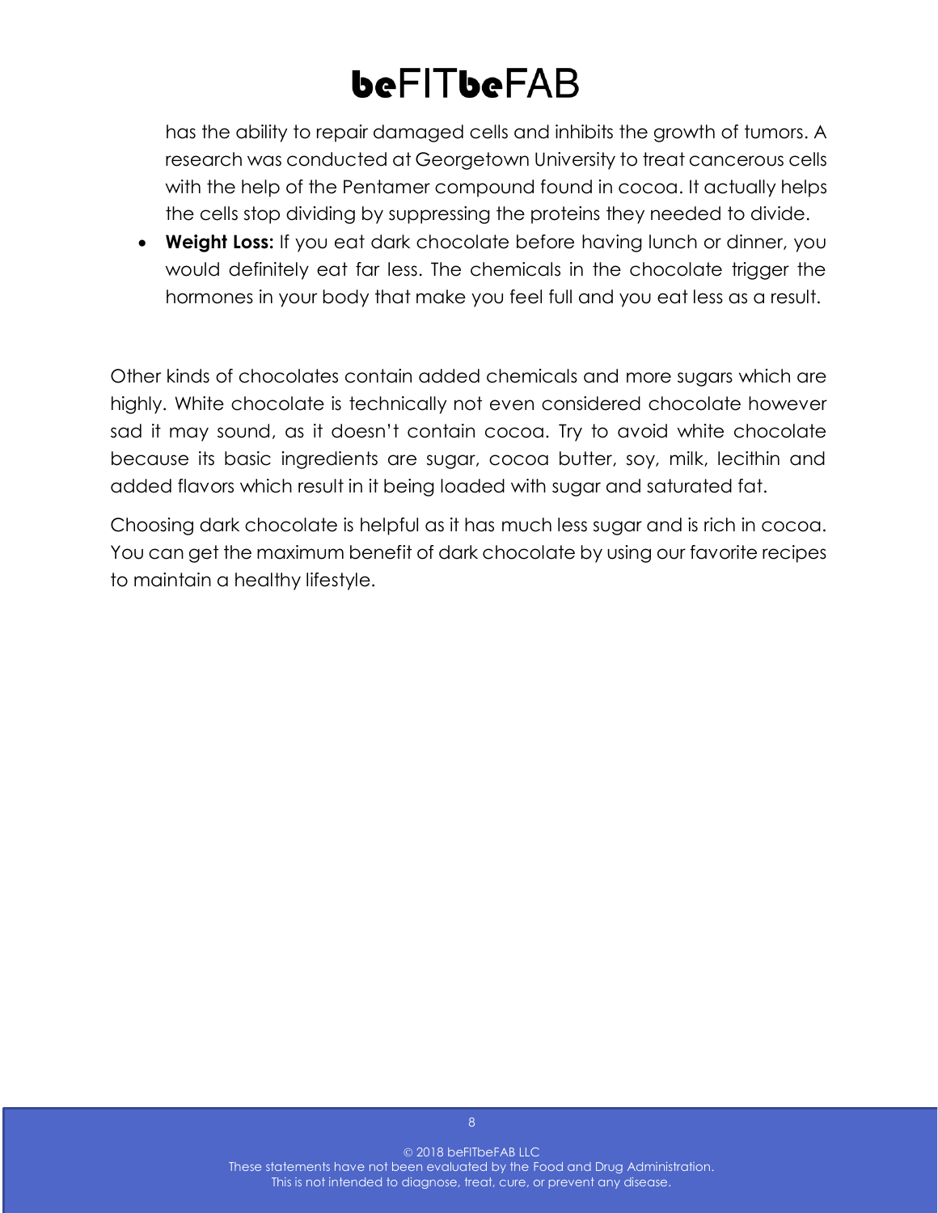has the ability to repair damaged cells and inhibits the growth of tumors. A research was conducted at Georgetown University to treat cancerous cells with the help of the Pentamer compound found in cocoa. It actually helps the cells stop dividing by suppressing the proteins they needed to divide.

- **Weight Loss:** If you eat dark chocolate before having lunch or dinner, you would definitely eat far less. The chemicals in the chocolate trigger the hormones in your body that make you feel full and you eat less as a result.

Other kinds of chocolates contain added chemicals and more sugars which are highly. White chocolate is technically not even considered chocolate however sad it may sound, as it doesn't contain cocoa. Try to avoid white chocolate because its basic ingredients are sugar, cocoa butter, soy, milk, lecithin and added flavors which result in it being loaded with sugar and saturated fat.

Choosing dark chocolate is helpful as it has much less sugar and is rich in cocoa. You can get the maximum benefit of dark chocolate by using our favorite recipes to maintain a healthy lifestyle.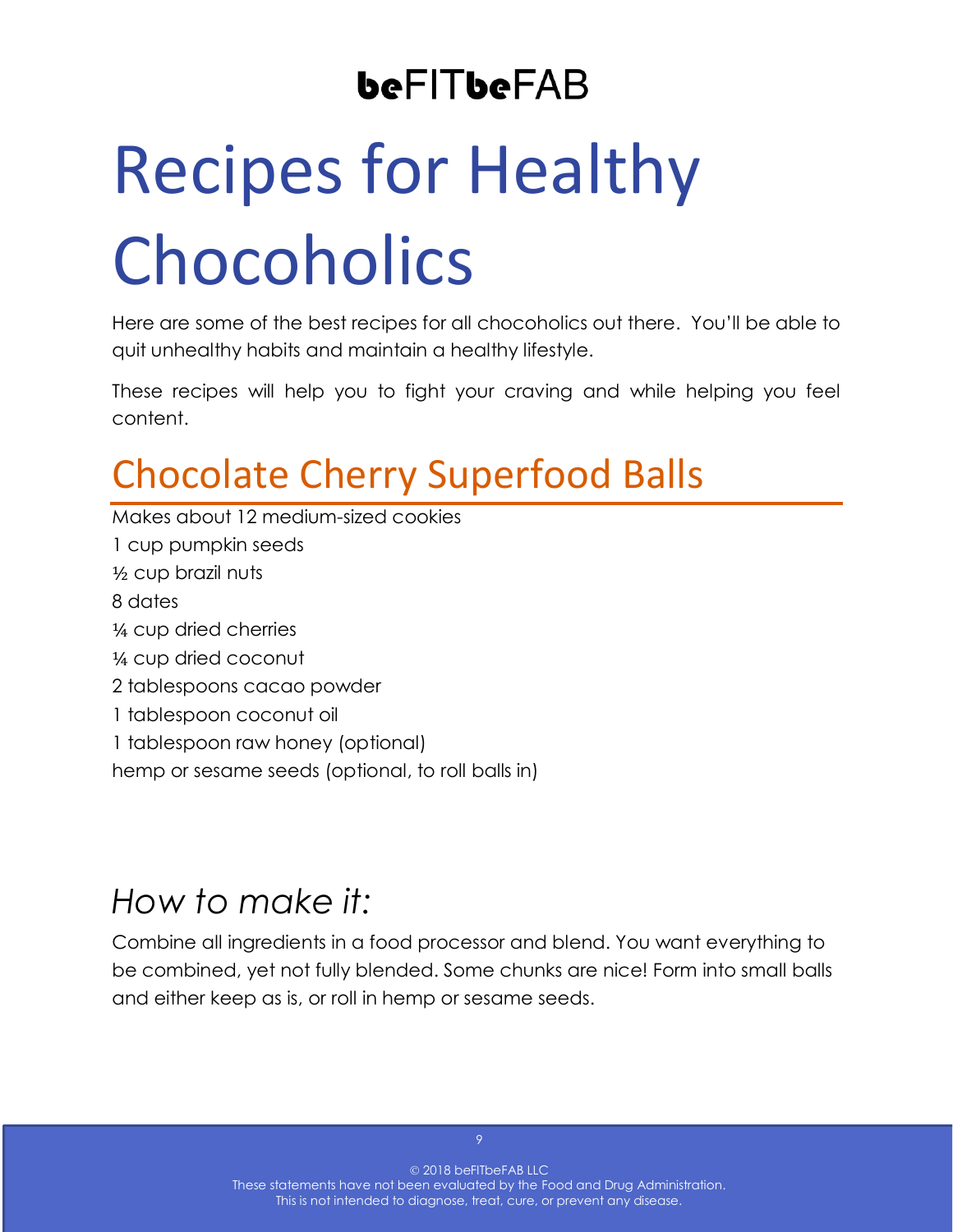**beFITbeFAB**

# Recipes for Healthy Chocoholics

Here are some of the best recipes for all chocoholics out there. You'll be able to quit unhealthy habits and maintain a healthy lifestyle.

These recipes will help you to fight your craving and while helping you feel content.

## Chocolate Cherry Superfood Balls

Makes about 12 medium-sized cookies

1 cup pumpkin seeds  
½ cup brazil nuts  
8 dates  
¼ cup dried cherries  
¼ cup dried coconut  
2 tablespoons cacao powder  
1 tablespoon coconut oil  
1 tablespoon raw honey (optional)  
hemp or sesame seeds (optional, to roll balls in)

### *How to make it:*

Combine all ingredients in a food processor and blend. You want everything to be combined, yet not fully blended. Some chunks are nice! Form into small balls and either keep as is, or roll in hemp or sesame seeds.

© 2018 beFITbeFAB LLC  
These statements have not been evaluated by the Food and Drug Administration.  
This is not intended to diagnose, treat, cure, or prevent any disease.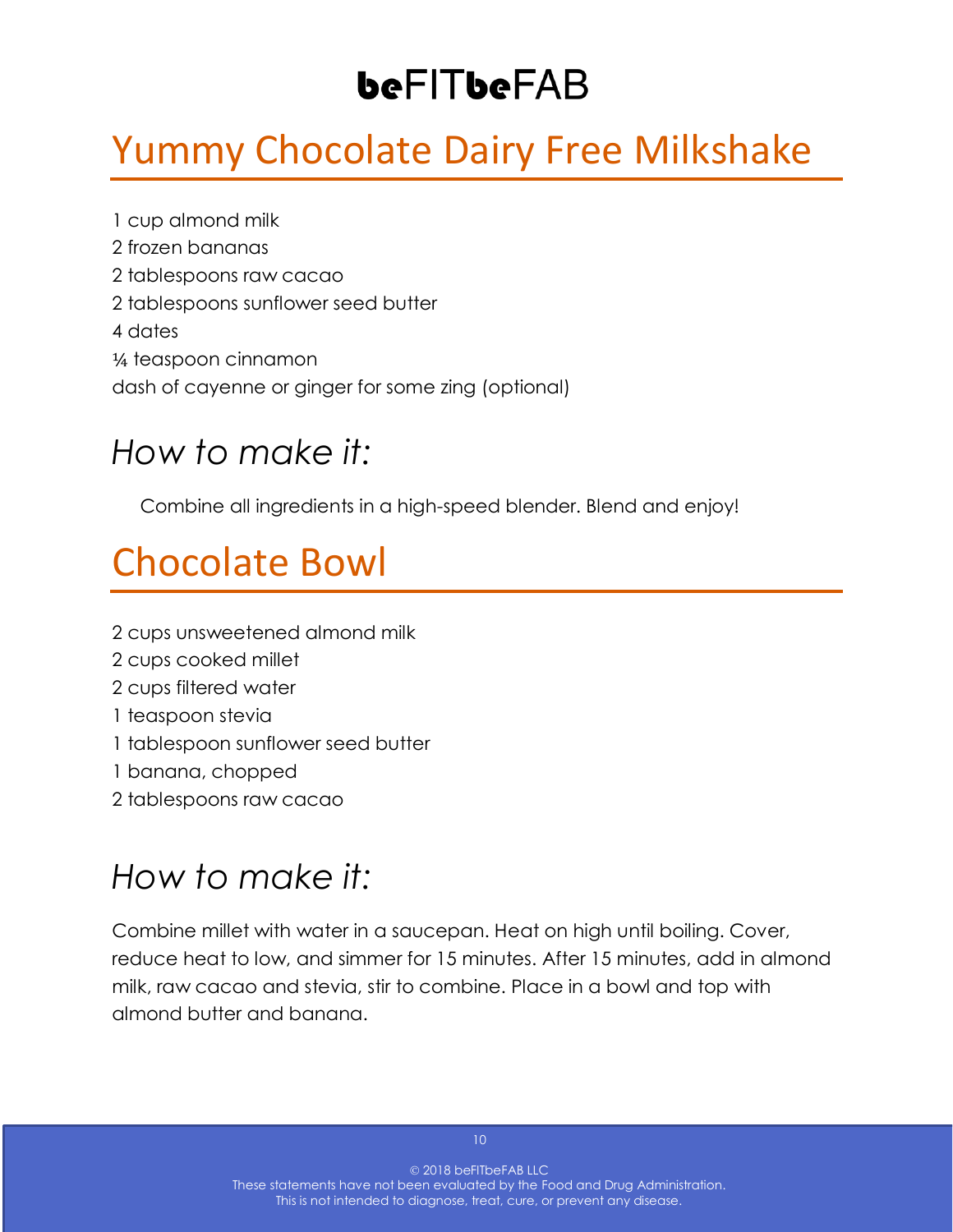# beFITbeFAB

## Yummy Chocolate Dairy Free Milkshake

1 cup almond milk
2 frozen bananas
2 tablespoons raw cacao
2 tablespoons sunflower seed butter
4 dates
¼ teaspoon cinnamon
dash of cayenne or ginger for some zing (optional)

### *How to make it:*

Combine all ingredients in a high-speed blender. Blend and enjoy!

## Chocolate Bowl

2 cups unsweetened almond milk
2 cups cooked millet
2 cups filtered water
1 teaspoon stevia
1 tablespoon sunflower seed butter
1 banana, chopped
2 tablespoons raw cacao

### *How to make it:*

Combine millet with water in a saucepan. Heat on high until boiling. Cover, reduce heat to low, and simmer for 15 minutes. After 15 minutes, add in almond milk, raw cacao and stevia, stir to combine. Place in a bowl and top with almond butter and banana.

© 2018 beFITbeFAB LLC
These statements have not been evaluated by the Food and Drug Administration.
This is not intended to diagnose, treat, cure, or prevent any disease.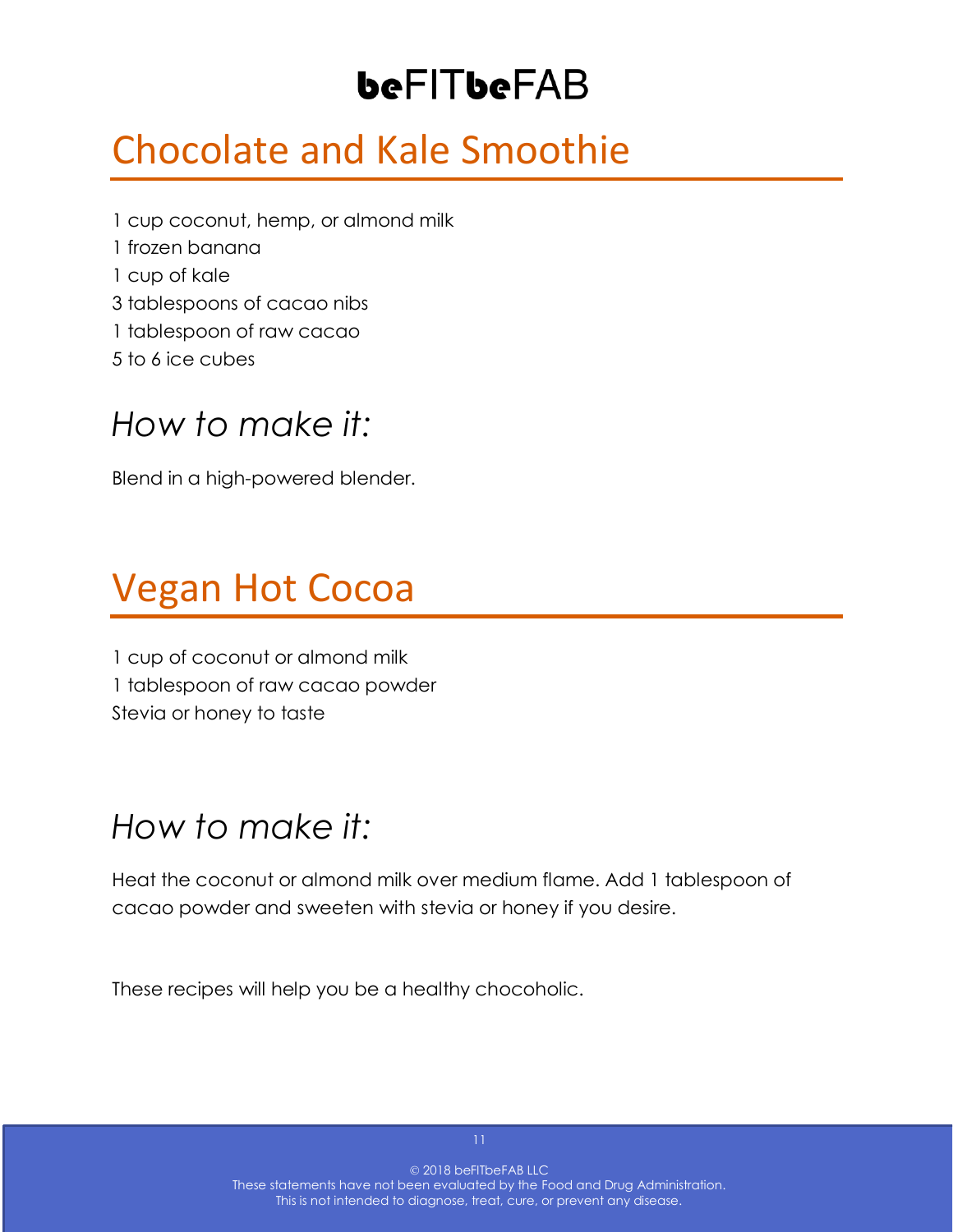# Chocolate and Kale Smoothie

1 cup coconut, hemp, or almond milk
1 frozen banana
1 cup of kale
3 tablespoons of cacao nibs
1 tablespoon of raw cacao
5 to 6 ice cubes

## *How to make it:*

Blend in a high-powered blender.

# Vegan Hot Cocoa

1 cup of coconut or almond milk
1 tablespoon of raw cacao powder
Stevia or honey to taste

## *How to make it:*

Heat the coconut or almond milk over medium flame. Add 1 tablespoon of cacao powder and sweeten with stevia or honey if you desire.

These recipes will help you be a healthy chocoholic.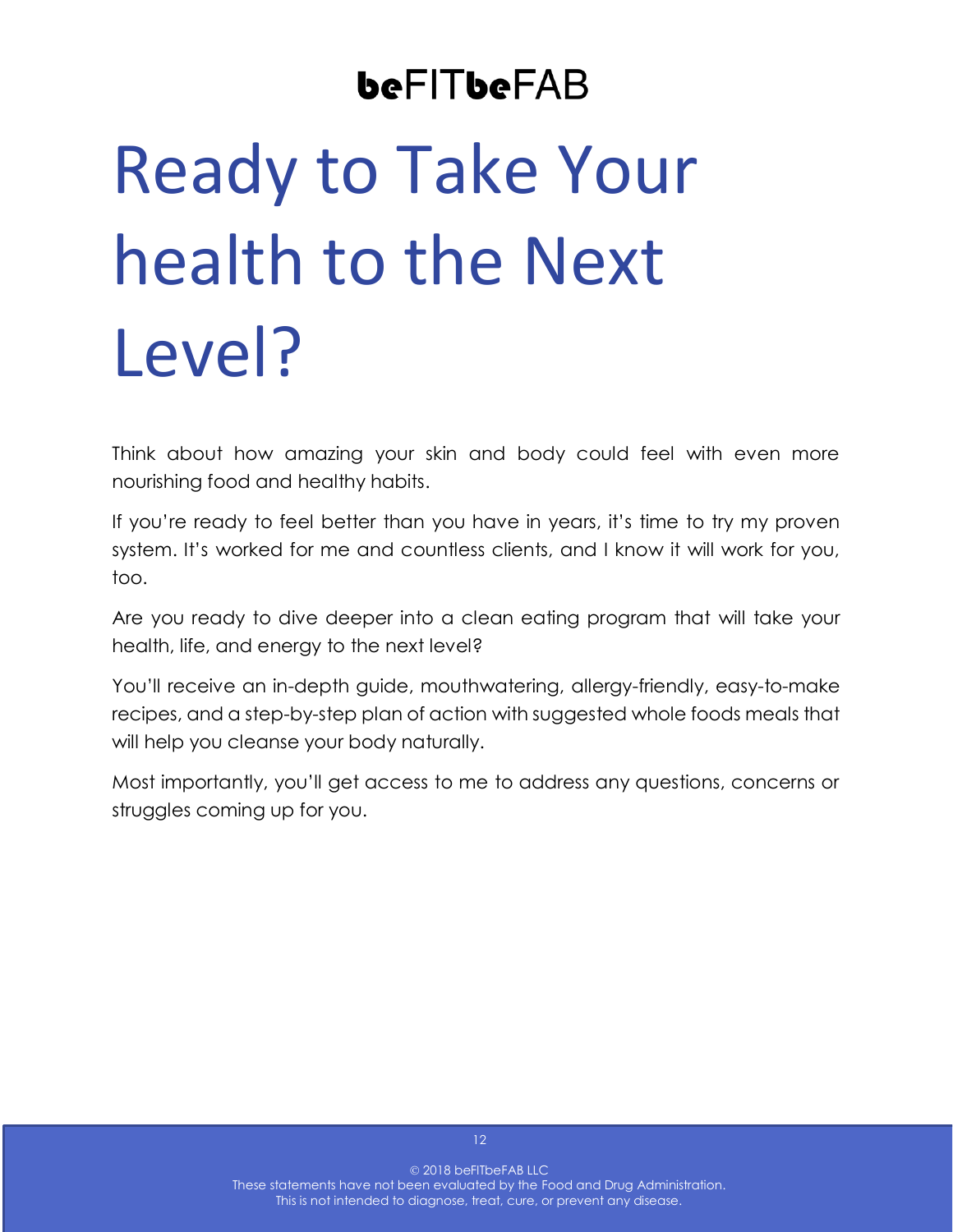# Ready to Take Your health to the Next Level?

Think about how amazing your skin and body could feel with even more nourishing food and healthy habits.

If you're ready to feel better than you have in years, it's time to try my proven system. It's worked for me and countless clients, and I know it will work for you, too.

Are you ready to dive deeper into a clean eating program that will take your health, life, and energy to the next level?

You'll receive an in-depth guide, mouthwatering, allergy-friendly, easy-to-make recipes, and a step-by-step plan of action with suggested whole foods meals that will help you cleanse your body naturally.

Most importantly, you'll get access to me to address any questions, concerns or struggles coming up for you.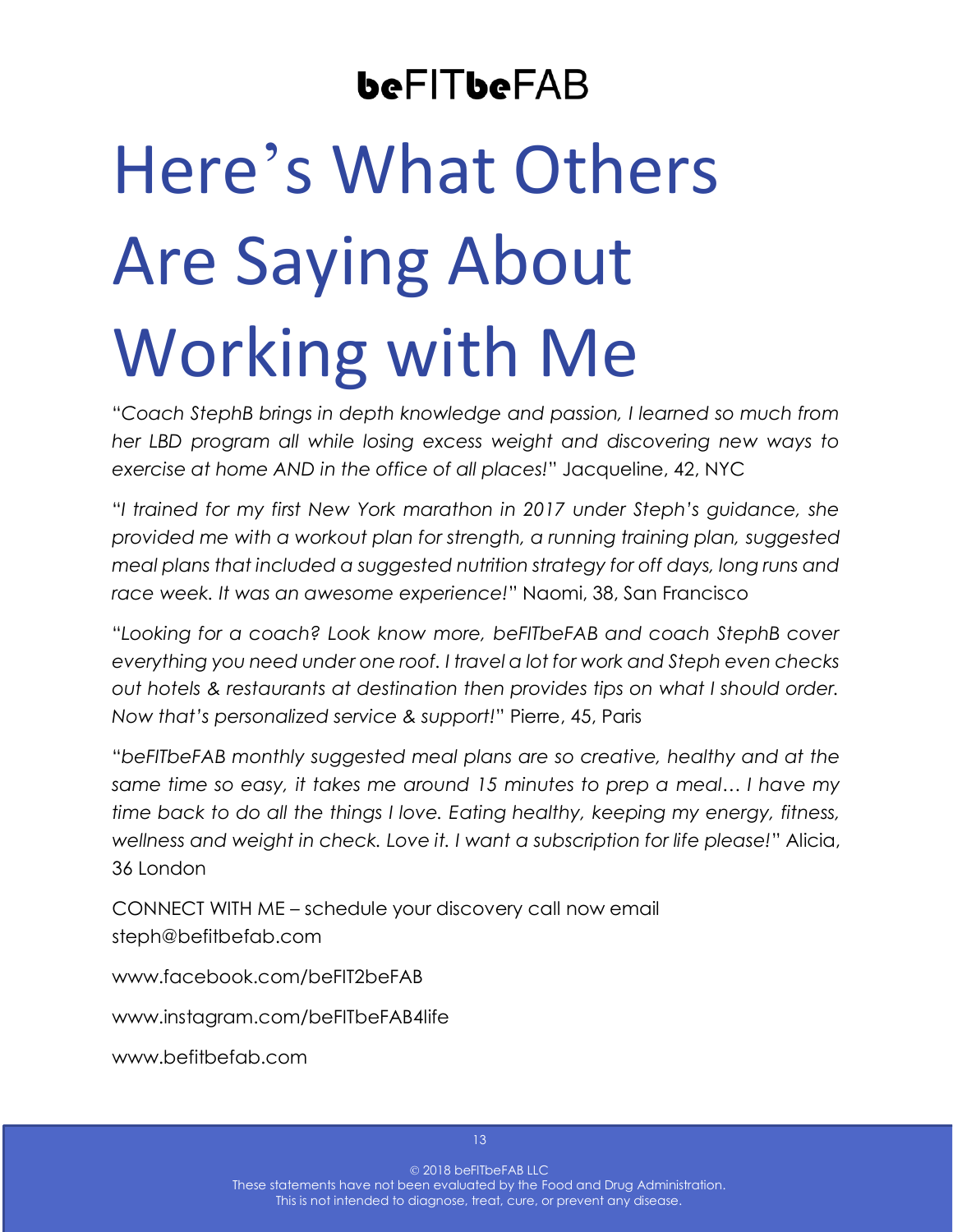beFITbeFAB

# Here's What Others Are Saying About Working with Me

"*Coach StephB brings in depth knowledge and passion, I learned so much from her LBD program all while losing excess weight and discovering new ways to exercise at home AND in the office of all places!*" Jacqueline, 42, NYC

"*I trained for my first New York marathon in 2017 under Steph's guidance, she provided me with a workout plan for strength, a running training plan, suggested meal plans that included a suggested nutrition strategy for off days, long runs and race week. It was an awesome experience!*" Naomi, 38, San Francisco

"*Looking for a coach? Look know more, beFITbeFAB and coach StephB cover everything you need under one roof. I travel a lot for work and Steph even checks out hotels & restaurants at destination then provides tips on what I should order. Now that's personalized service & support!*" Pierre, 45, Paris

"*beFITbeFAB monthly suggested meal plans are so creative, healthy and at the same time so easy, it takes me around 15 minutes to prep a meal… I have my time back to do all the things I love. Eating healthy, keeping my energy, fitness, wellness and weight in check. Love it. I want a subscription for life please!*" Alicia, 36 London

CONNECT WITH ME – schedule your discovery call now email steph@befitbefab.com

www.facebook.com/beFIT2beFAB

www.instagram.com/beFITbeFAB4life

www.befitbefab.com

© 2018 beFITbeFAB LLC
These statements have not been evaluated by the Food and Drug Administration.
This is not intended to diagnose, treat, cure, or prevent any disease.